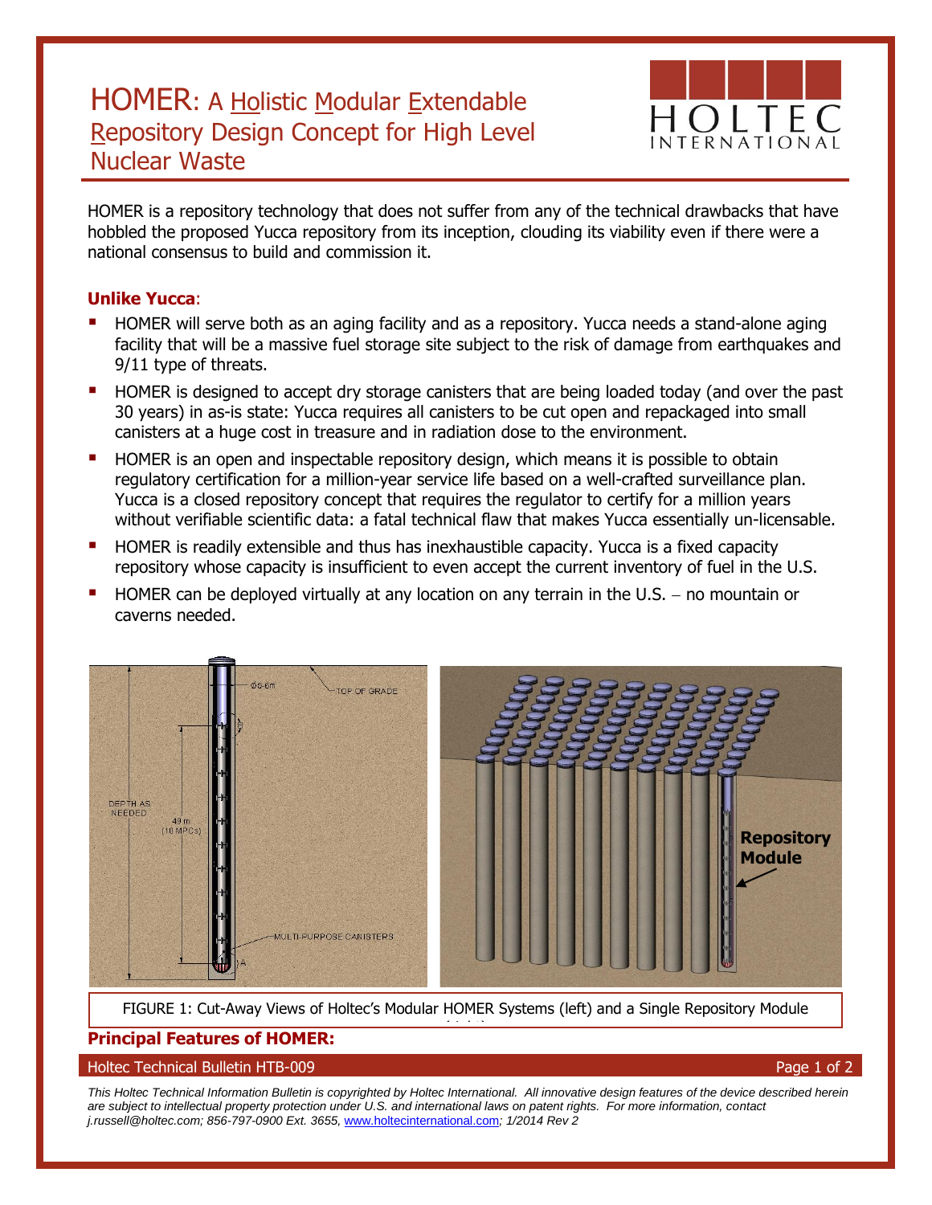# HOMER: A Holistic Modular Extendable Repository Design Concept for High Level Nuclear Waste

HOMER is a repository technology that does not suffer from any of the technical drawbacks that have hobbled the proposed Yucca repository from its inception, clouding its viability even if there were a national consensus to build and commission it.

**Unlike Yucca**:

- HOMER will serve both as an aging facility and as a repository. Yucca needs a stand-alone aging facility that will be a massive fuel storage site subject to the risk of damage from earthquakes and 9/11 type of threats.
- HOMER is designed to accept dry storage canisters that are being loaded today (and over the past 30 years) in as-is state: Yucca requires all canisters to be cut open and repackaged into small canisters at a huge cost in treasure and in radiation dose to the environment.
- HOMER is an open and inspectable repository design, which means it is possible to obtain regulatory certification for a million-year service life based on a well-crafted surveillance plan. Yucca is a closed repository concept that requires the regulator to certify for a million years without verifiable scientific data: a fatal technical flaw that makes Yucca essentially un-licensable.
- HOMER is readily extensible and thus has inexhaustible capacity. Yucca is a fixed capacity repository whose capacity is insufficient to even accept the current inventory of fuel in the U.S.
- HOMER can be deployed virtually at any location on any terrain in the U.S. – no mountain or caverns needed.

FIGURE 1: Cut-Away Views of Holtec's Modular HOMER Systems (left) and a Single Repository Module (right)

**Principal Features of HOMER:**

*This Holtec Technical Information Bulletin is copyrighted by Holtec International. All innovative design features of the device described herein are subject to intellectual property protection under U.S. and international laws on patent rights. For more information, contact j.russell@holtec.com; 856-797-0900 Ext. 3655, www.holtecinternational.com; 1/2014 Rev 2*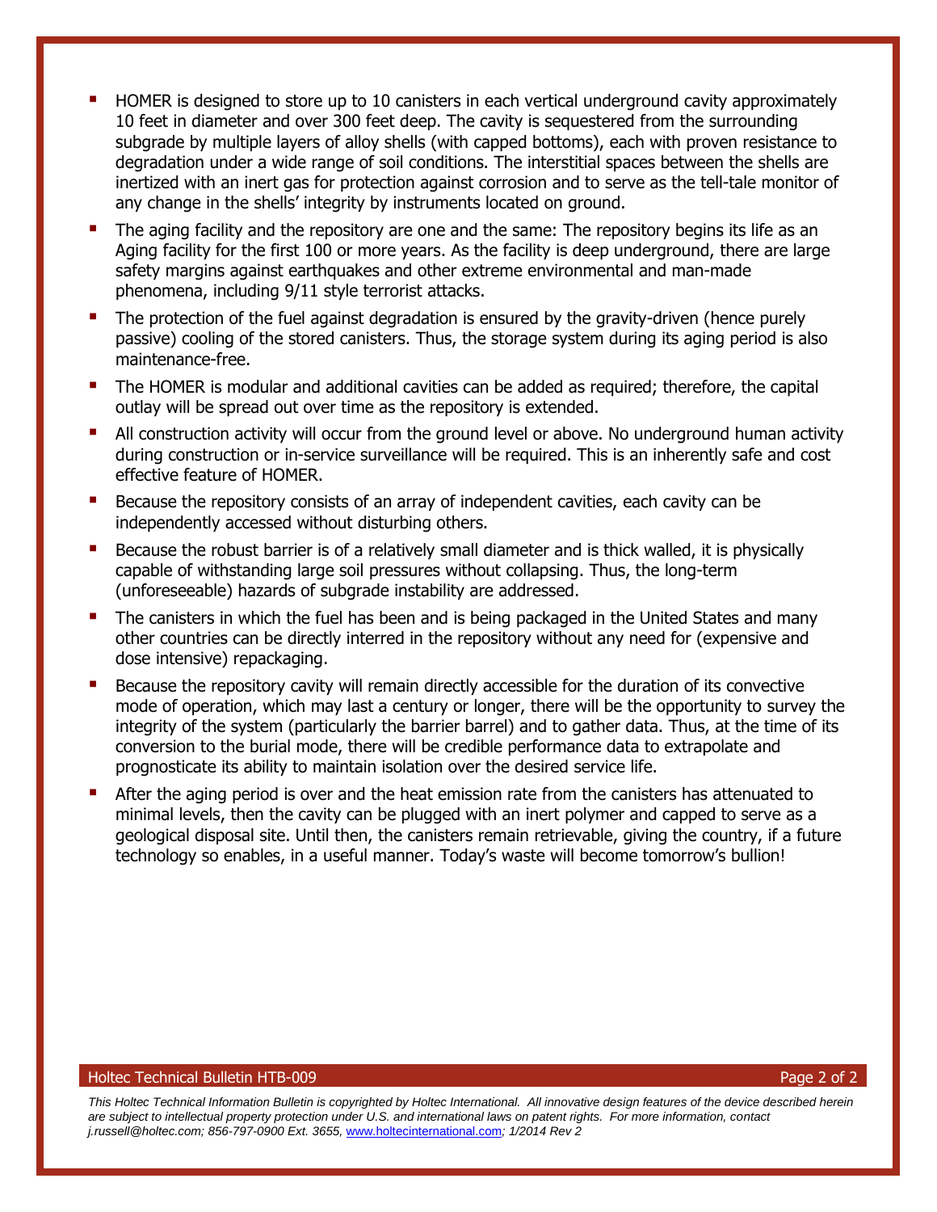- HOMER is designed to store up to 10 canisters in each vertical underground cavity approximately 10 feet in diameter and over 300 feet deep. The cavity is sequestered from the surrounding subgrade by multiple layers of alloy shells (with capped bottoms), each with proven resistance to degradation under a wide range of soil conditions. The interstitial spaces between the shells are inertized with an inert gas for protection against corrosion and to serve as the tell-tale monitor of any change in the shells' integrity by instruments located on ground.
- The aging facility and the repository are one and the same: The repository begins its life as an Aging facility for the first 100 or more years. As the facility is deep underground, there are large safety margins against earthquakes and other extreme environmental and man-made phenomena, including 9/11 style terrorist attacks.
- The protection of the fuel against degradation is ensured by the gravity-driven (hence purely passive) cooling of the stored canisters. Thus, the storage system during its aging period is also maintenance-free.
- The HOMER is modular and additional cavities can be added as required; therefore, the capital outlay will be spread out over time as the repository is extended.
- All construction activity will occur from the ground level or above. No underground human activity during construction or in-service surveillance will be required. This is an inherently safe and cost effective feature of HOMER.
- Because the repository consists of an array of independent cavities, each cavity can be independently accessed without disturbing others.
- Because the robust barrier is of a relatively small diameter and is thick walled, it is physically capable of withstanding large soil pressures without collapsing. Thus, the long-term (unforeseeable) hazards of subgrade instability are addressed.
- The canisters in which the fuel has been and is being packaged in the United States and many other countries can be directly interred in the repository without any need for (expensive and dose intensive) repackaging.
- Because the repository cavity will remain directly accessible for the duration of its convective mode of operation, which may last a century or longer, there will be the opportunity to survey the integrity of the system (particularly the barrier barrel) and to gather data. Thus, at the time of its conversion to the burial mode, there will be credible performance data to extrapolate and prognosticate its ability to maintain isolation over the desired service life.
- After the aging period is over and the heat emission rate from the canisters has attenuated to minimal levels, then the cavity can be plugged with an inert polymer and capped to serve as a geological disposal site. Until then, the canisters remain retrievable, giving the country, if a future technology so enables, in a useful manner. Today's waste will become tomorrow's bullion!

*This Holtec Technical Information Bulletin is copyrighted by Holtec International. All innovative design features of the device described herein are subject to intellectual property protection under U.S. and international laws on patent rights. For more information, contact j.russell@holtec.com; 856-797-0900 Ext. 3655, www.holtecinternational.com; 1/2014 Rev 2*